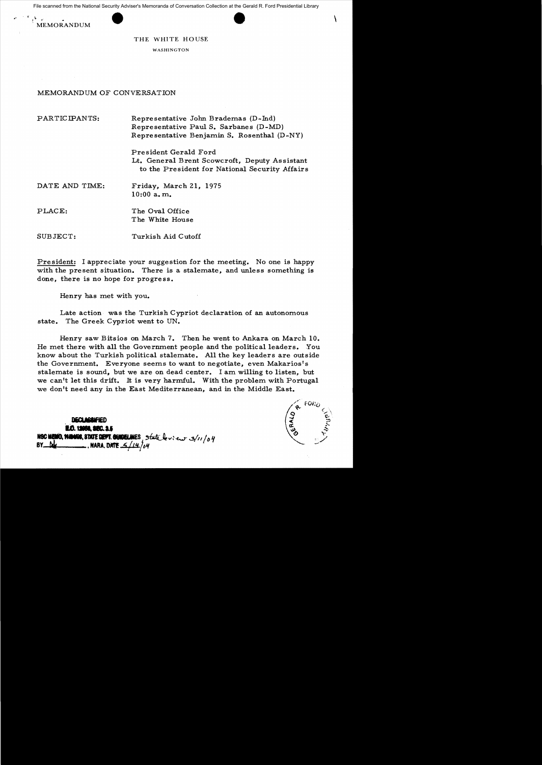File scanned from the National Security Adviser's Memoranda of Conversation Collection at the Gerald R. Ford Presidential Library

MEMORANDUM

THE WHITE HOUSE

WASHINGTON

MEMORANDUM OF CONVERSATION

PARTICIPANTS: Representative John Brademas (D-Ind)
Representative Paul S. Sarbanes (D-MD)
Representative Benjamin S. Rosenthal (D-NY)

President Gerald Ford
Lt. General Brent Scowcroft, Deputy Assistant to the President for National Security Affairs

DATE AND TIME: Friday, March 21, 1975
10:00 a.m.

PLACE: The Oval Office
The White House

SUBJECT: Turkish Aid Cutoff

President: I appreciate your suggestion for the meeting. No one is happy with the present situation. There is a stalemate, and unless something is done, there is no hope for progress.

Henry has met with you.

Late action was the Turkish Cypriot declaration of an autonomous state. The Greek Cypriot went to UN.

Henry saw Bitsios on March 7. Then he went to Ankara on March 10. He met there with all the Government people and the political leaders. You know about the Turkish political stalemate. All the key leaders are outside the Government. Everyone seems to want to negotiate, even Makarios's stalemate is sound, but we are on dead center. I am willing to listen, but we can't let this drift. It is very harmful. With the problem with Portugal we don't need any in the East Mediterranean, and in the Middle East.

DECLASSIFIED
E.O. 12958, SEC. 3.5
NSC MEMO, 11/24/98, STATE DEPT. GUIDELINES State Review 3/11/04
BY ___, NARA, DATE 5/14/04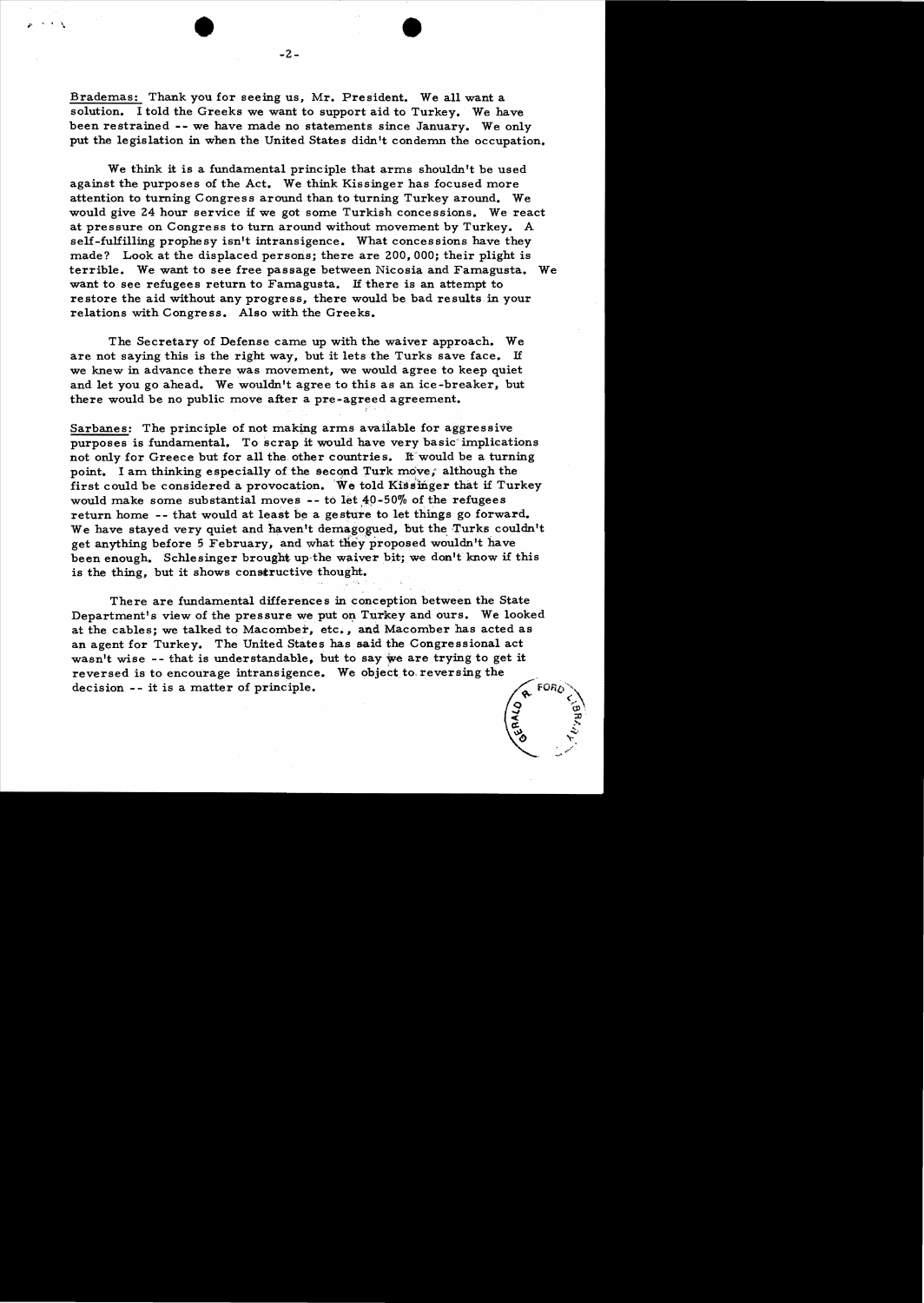Brademas: Thank you for seeing us, Mr. President. We all want a solution. I told the Greeks we want to support aid to Turkey. We have been restrained -- we have made no statements since January. We only put the legislation in when the United States didn't condemn the occupation.

We think it is a fundamental principle that arms shouldn't be used against the purposes of the Act. We think Kissinger has focused more attention to turning Congress around than to turning Turkey around. We would give 24 hour service if we got some Turkish concessions. We react at pressure on Congress to turn around without movement by Turkey. A self-fulfilling prophesy isn't intransigence. What concessions have they made? Look at the displaced persons; there are 200,000; their plight is terrible. We want to see free passage between Nicosia and Famagusta. We want to see refugees return to Famagusta. If there is an attempt to restore the aid without any progress, there would be bad results in your relations with Congress. Also with the Greeks.

The Secretary of Defense came up with the waiver approach. We are not saying this is the right way, but it lets the Turks save face. If we knew in advance there was movement, we would agree to keep quiet and let you go ahead. We wouldn't agree to this as an ice-breaker, but there would be no public move after a pre-agreed agreement.

Sarbanes: The principle of not making arms available for aggressive purposes is fundamental. To scrap it would have very basic implications not only for Greece but for all the other countries. It would be a turning point. I am thinking especially of the second Turk move, although the first could be considered a provocation. We told Kissinger that if Turkey would make some substantial moves -- to let 40-50% of the refugees return home -- that would at least be a gesture to let things go forward. We have stayed very quiet and haven't demagogued, but the Turks couldn't get anything before 5 February, and what they proposed wouldn't have been enough. Schlesinger brought up the waiver bit; we don't know if this is the thing, but it shows constructive thought.

There are fundamental differences in conception between the State Department's view of the pressure we put on Turkey and ours. We looked at the cables; we talked to Macomber, etc., and Macomber has acted as an agent for Turkey. The United States has said the Congressional act wasn't wise -- that is understandable, but to say we are trying to get it reversed is to encourage intransigence. We object to reversing the decision -- it is a matter of principle.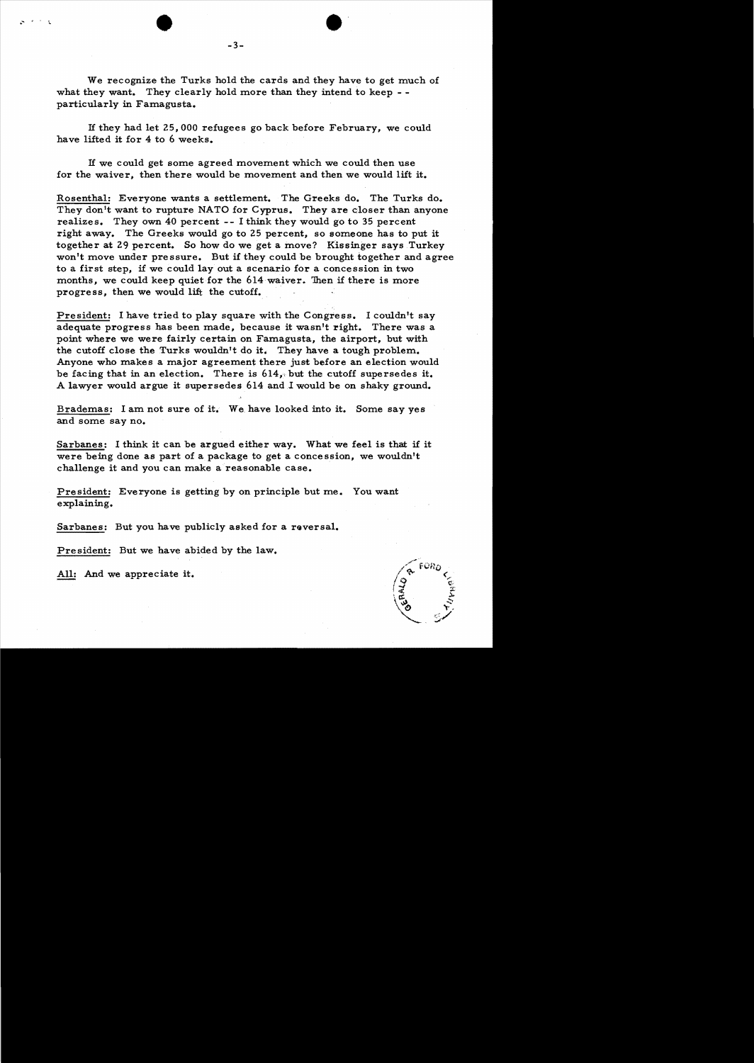We recognize the Turks hold the cards and they have to get much of what they want. They clearly hold more than they intend to keep - - particularly in Famagusta.

If they had let 25,000 refugees go back before February, we could have lifted it for 4 to 6 weeks.

If we could get some agreed movement which we could then use for the waiver, then there would be movement and then we would lift it.

Rosenthal: Everyone wants a settlement. The Greeks do. The Turks do. They don't want to rupture NATO for Cyprus. They are closer than anyone realizes. They own 40 percent -- I think they would go to 35 percent right away. The Greeks would go to 25 percent, so someone has to put it together at 29 percent. So how do we get a move? Kissinger says Turkey won't move under pressure. But if they could be brought together and agree to a first step, if we could lay out a scenario for a concession in two months, we could keep quiet for the 614 waiver. Then if there is more progress, then we would lift the cutoff.

President: I have tried to play square with the Congress. I couldn't say adequate progress has been made, because it wasn't right. There was a point where we were fairly certain on Famagusta, the airport, but with the cutoff close the Turks wouldn't do it. They have a tough problem. Anyone who makes a major agreement there just before an election would be facing that in an election. There is 614, but the cutoff supersedes it. A lawyer would argue it supersedes 614 and I would be on shaky ground.

Brademas: I am not sure of it. We have looked into it. Some say yes and some say no.

Sarbanes: I think it can be argued either way. What we feel is that if it were being done as part of a package to get a concession, we wouldn't challenge it and you can make a reasonable case.

President: Everyone is getting by on principle but me. You want explaining.

Sarbanes: But you have publicly asked for a reversal.

President: But we have abided by the law.

All: And we appreciate it.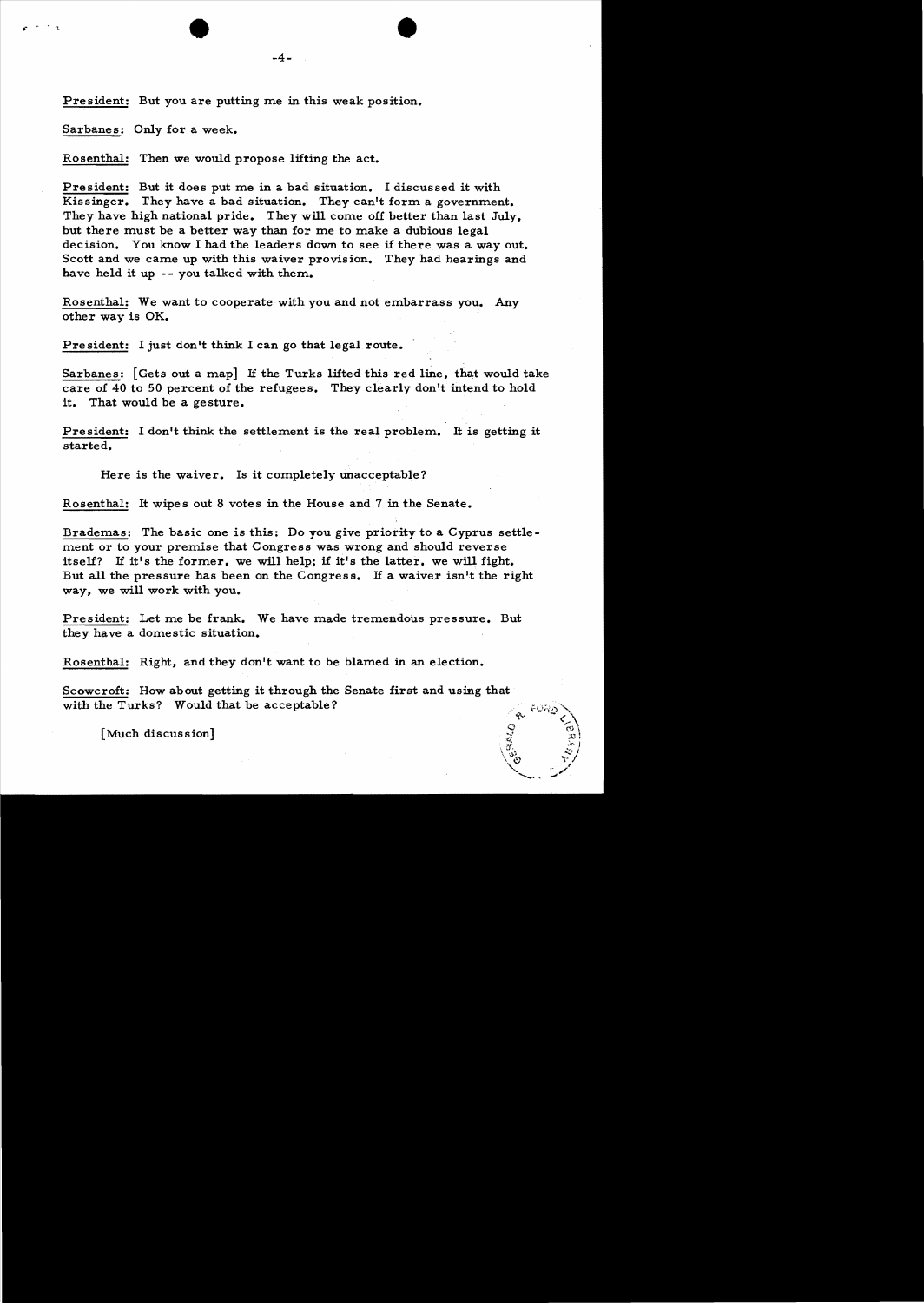President: But you are putting me in this weak position.

Sarbanes: Only for a week.

Rosenthal: Then we would propose lifting the act.

President: But it does put me in a bad situation. I discussed it with Kissinger. They have a bad situation. They can't form a government. They have high national pride. They will come off better than last July, but there must be a better way than for me to make a dubious legal decision. You know I had the leaders down to see if there was a way out. Scott and we came up with this waiver provision. They had hearings and have held it up -- you talked with them.

Rosenthal: We want to cooperate with you and not embarrass you. Any other way is OK.

President: I just don't think I can go that legal route.

Sarbanes: [Gets out a map] If the Turks lifted this red line, that would take care of 40 to 50 percent of the refugees. They clearly don't intend to hold it. That would be a gesture.

President: I don't think the settlement is the real problem. It is getting it started.

Here is the waiver. Is it completely unacceptable?

Rosenthal: It wipes out 8 votes in the House and 7 in the Senate.

Brademas: The basic one is this: Do you give priority to a Cyprus settlement or to your premise that Congress was wrong and should reverse itself? If it's the former, we will help; if it's the latter, we will fight. But all the pressure has been on the Congress. If a waiver isn't the right way, we will work with you.

President: Let me be frank. We have made tremendous pressure. But they have a domestic situation.

Rosenthal: Right, and they don't want to be blamed in an election.

Scowcroft: How about getting it through the Senate first and using that with the Turks? Would that be acceptable?

[Much discussion]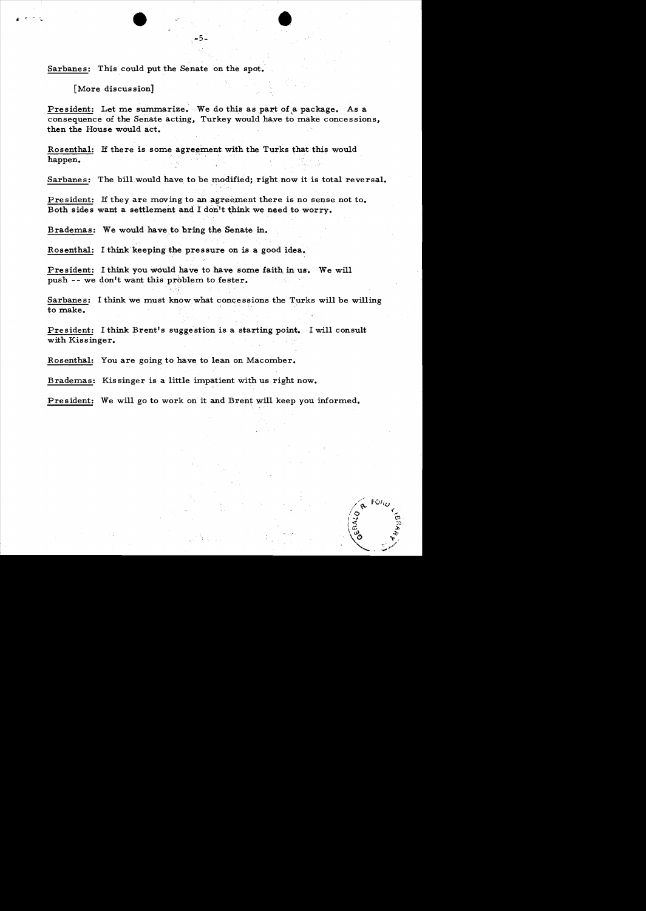Sarbanes: This could put the Senate on the spot.

[More discussion]

President: Let me summarize. We do this as part of a package. As a consequence of the Senate acting, Turkey would have to make concessions, then the House would act.

Rosenthal: If there is some agreement with the Turks that this would happen.

Sarbanes: The bill would have to be modified; right now it is total reversal.

President: If they are moving to an agreement there is no sense not to. Both sides want a settlement and I don't think we need to worry.

Brademas: We would have to bring the Senate in.

Rosenthal: I think keeping the pressure on is a good idea.

President: I think you would have to have some faith in us. We will push -- we don't want this problem to fester.

Sarbanes: I think we must know what concessions the Turks will be willing to make.

President: I think Brent's suggestion is a starting point. I will consult with Kissinger.

Rosenthal: You are going to have to lean on Macomber.

Brademas: Kissinger is a little impatient with us right now.

President: We will go to work on it and Brent will keep you informed.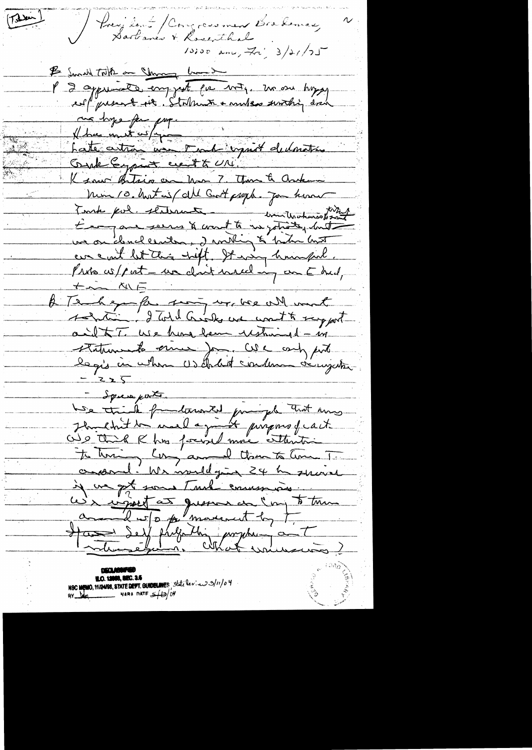(Taken) / President / Congressmen Brademas, Sarbanes & Rosenthal — 10:00 am, Fri, 3/21/75

B Small talk on Chinese — ?

P I appreciate support for mtg. We are happy w/ present situation. Statement & understanding something done we hope for prog.

K has met w/Eyes. ?
Cypriot action was Turkish against declaration. Greek Cypriot went to UN.

K saw Bitsios on Mar 7. Then to Ankara Mar 10. What is/ all Govt people. Then Turkish pol. statement — unilateralism but they agree on some? want to negotiate, but we are deadlocked. I willing to talk but we can't let this drift. It very harmful. Problems w/ not — we don't need any one to be hurt, + we NE?

B Thank you for seeing us. We all want solution. I told Greeks we want to support aid to T. We have been restrained — in statements since Jan. We only put legis in when US did not condemn ? — 225

— Separate.
We think fundamental principle that arms should be used against purposes of act. We think K has focused more attention to turning Cong around than to turning T around. We would give 24 hr ? if we got some Turkish concession. We urged at ? on Cong to turn around w/o movement by T.
Have Self ? ? ? on T ? What concessions?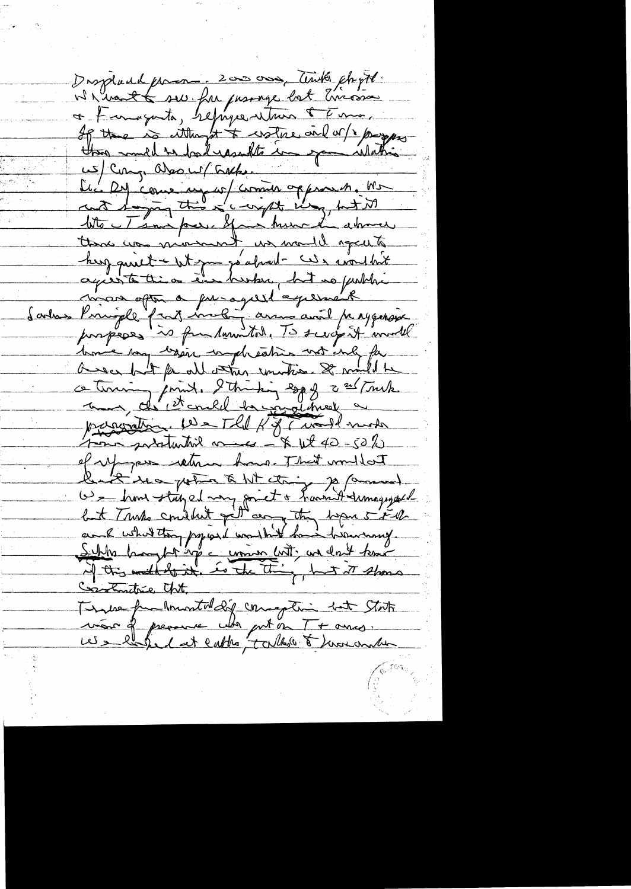Displaced persons - 200 000, Turks fright.
We want to see free passage but Nicosia
& Famagusta, refugee return to Fama.
If there is attempt to restore civil w/ progress
there would be good results in your relations
w/ Cong. Also w/ Greeks.
Sec Def came up w/ common approach. We
not saying this is right way, but it
lets Turks save face. If we knew in advance
there was movement we would agree to
keep quiet & let you go ahead. We wouldn't
agree to this in a hurry, but no public
moves after a pre-agreed agreement.

Caglayangil: Principle first making arms avail for aggressive
purposes is fundamental. To accept it would
have very grave implications not only for
Greece but for all other countries. It would be
a turning point. I thinking if 2nd Turk
move, the 1st could be considered a
provocation. We told K & T would make
some substantial moves - & ult 40-50%
of refugees return home. That would not
hurt sec. position & let things go forward.
We have stayed very quiet & haven't demagogued
but Turks couldn't get anything before 5 Feb
and what they proposed wouldn't have brought anything.
Schl brought up a common line; we don't know
if this would do it. Is the thing, but it shows
constructive thought.
Turkish fundamentally conception but State
won't of pressure which put on T & arms.
We looked at earlier talks & [...] another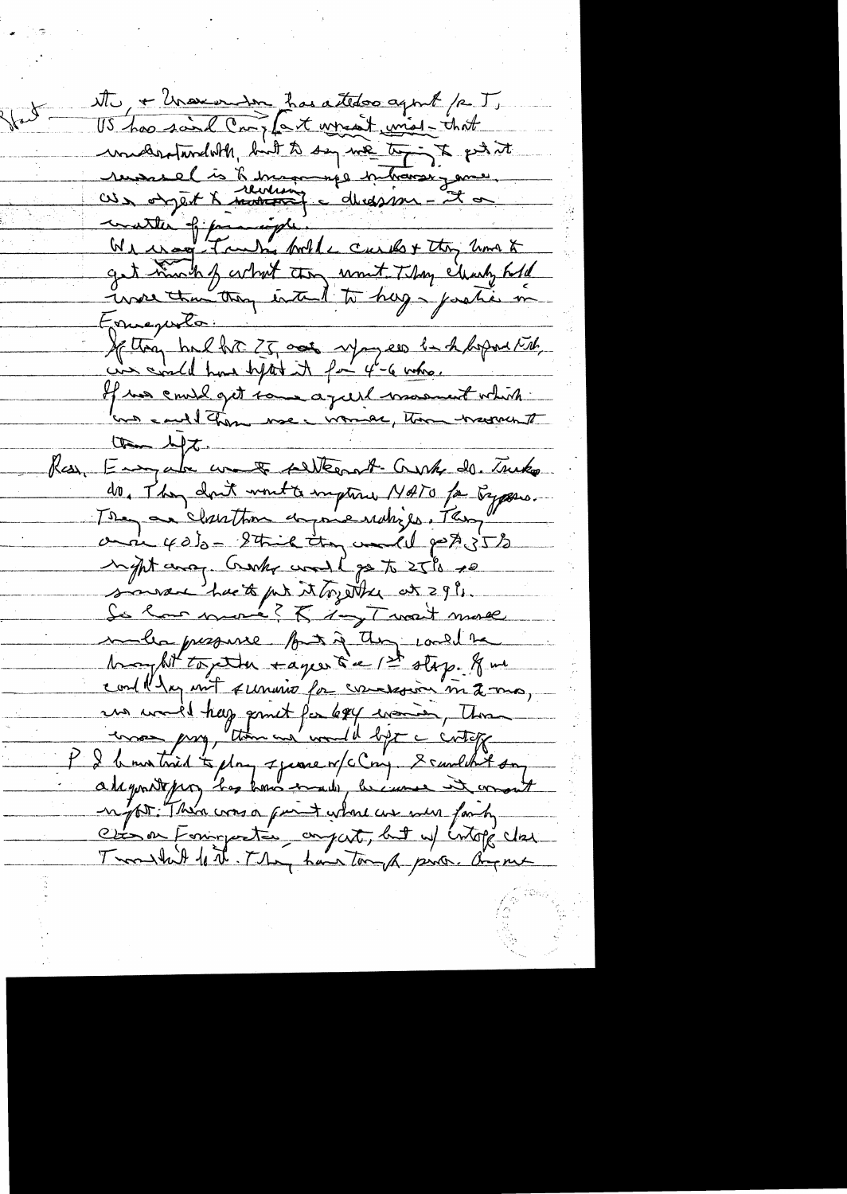Ste, + Macomber has a tedious aspect /re T,
US has said Cong [act wrist, mind – that
understandable, but to say we trying to get it
reversed is to encourage intransigence.
We object to reversing a decision – it a
matter of principle.
We may Turks hold cards + they know &
get much of what they want. They clearly hold
more than they intend to keep – position in
Famagusta.
If they had let 25,000 refugees back before Feb,
we could have kept it for 4-6 mos.
If we could get some agreed movement which
we could then use w/ Congress, then maybe it
then lift.

Res. Evangelos want settlement. Greeks do. Turks
do. They don't want to imperil NATO for Cyprus.
They are clearer than anyone realizes. They
own 40% – I think they would get 35%
right away. Greeks would go to 25% so
someone has to put it together at 29%.
So how move? K say T won't move
under pressure. But if they could be
brought together + agree to a 1st step. If we
could lay out scenario for concession in 2 mos,
we would have grounds for key waiver, then
move fwd, then we would lift a cutoff.

P I have tried to play squeeze w/c Cong. I couldn't say
all you're saying because it would
not. There was a point where we were fairly
close on Famagusta airport, but w/ cutoff clear
T wouldn't do it. They have tough posture. Anyone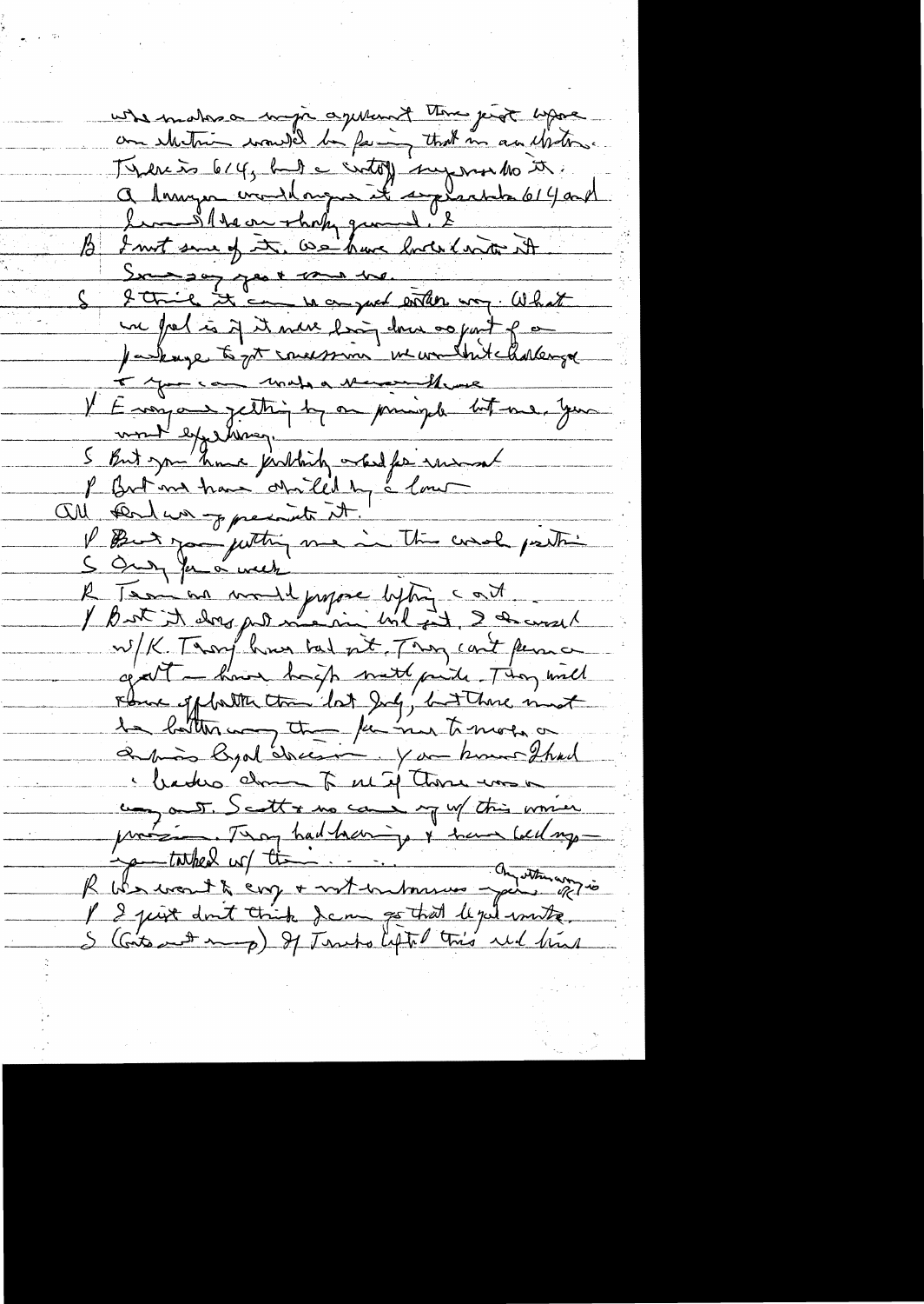who makes a major argument there just before
an election would be facing that in an election.
There is 614, but a victory supersedes it.
A lawyer would argue it superseded 614 and
[illegible] on shaky ground. ?

B I'm not sure of it. We have looked into it.
Some say yes + some no.

S I think it can be argued either way. What
we feel is if it were being done as part of a
package to get concessions we wouldn't challenge
+ you can make a reasonable case

P Everyone getting high on principle but me. You
want everything.

S But you have publicly asked for removal

P But we have [illegible] by a law

All And we prepared it.

P But you putting me in the worst position

S Only for a week

R Team we would propose lifting it all.

P But it does put me in bad spot. I discussed
w/K. They have told it. They can't permit a
gov't — have huge national pride. They will
have a better than last July, but there must
be better way than for me to make a
[illegible] decision. You know I had
leaders down to see if there was a
way out. Scott + [illegible] came up w/ this [illegible]
provision. They had hearings + have held up —
you talked w/ them...

R We want to [illegible] + not embarrass you. Anything anyway is

P I just don't think I can go that legal route.

S (Gets out map) If Turks lifted this will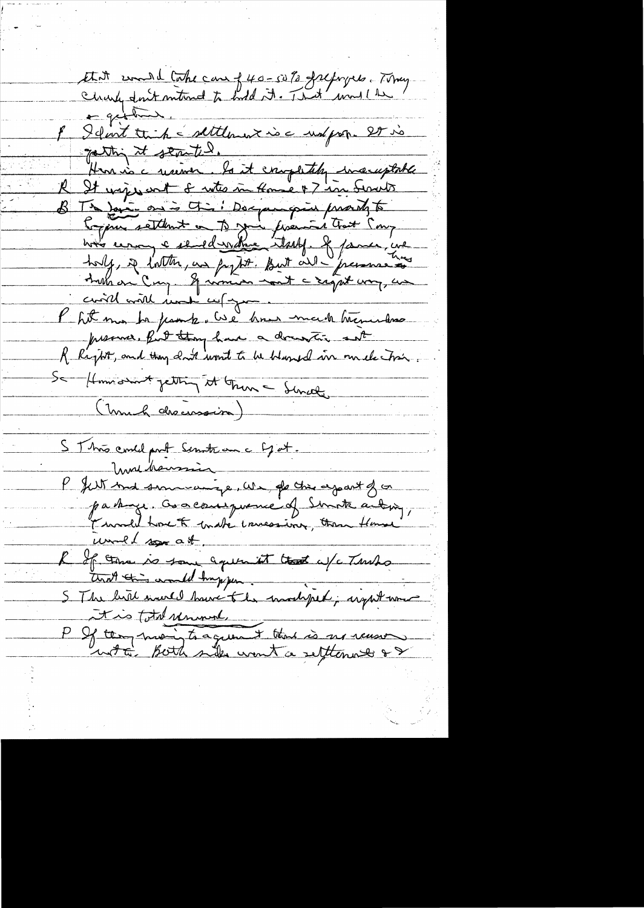that would take care of 40-50% of refugees. They clearly don't intend to hold it. That would be a question.

P I don't think a settlement is a real prop. It is getting it started.

House is a ruin. So it completely unacceptable.

R It wiped out 8 votes in House & 7 in Senate.

B The basic one is this: Do you agree primarily to Cyprus settlement on to your promise that Cong was wrong & should undo itself. If former, we help, if latter, we fight. But all the pressure has been on Cong. If we want a right way, we could work with you.

P Let me be frank. We have had tremendous pressure. But they have a domestic sit.

R Right, and they don't want to be blamed in an election.

S How about getting it through the Senate.

(Much discussion)

S This could put Senate on a spot.

More discussion

P Let me summarize. We do this as part of a package. As a consequence of Senate acting, I would have to make concessions, then House would go at.

R If there is some agreement that w/c Turks that this would happen.

S The bill would have to be modified; right now it is total removal.

P If they want to agree that there is no reason not to. Both sides want a settlement & I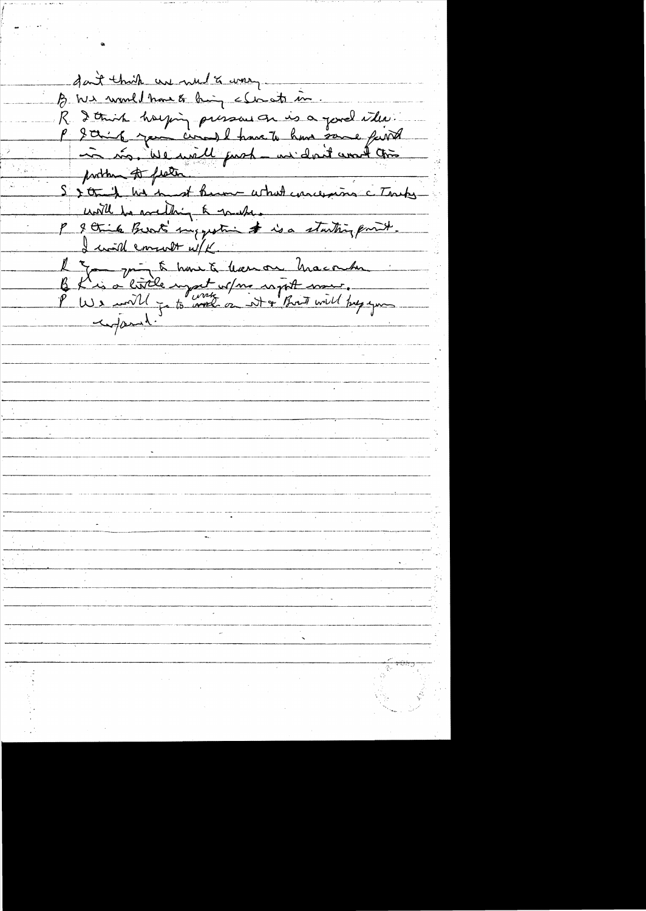don't think we need to worry.

B We would have to bring Chirac in.

R I think keeping pressure on is a good idea.

P I think you would have to have some first in ??. We will push – we don't want this problem to fester.

S I think we must know what concessions the Turks will be willing to make.

P I think Brent's suggestion is a starting point. I will consult w/K.

K You going to have to lean on Macedonia

B K is a little upset w/me right now.

P We will go to work on it & Brent will keep you informed.